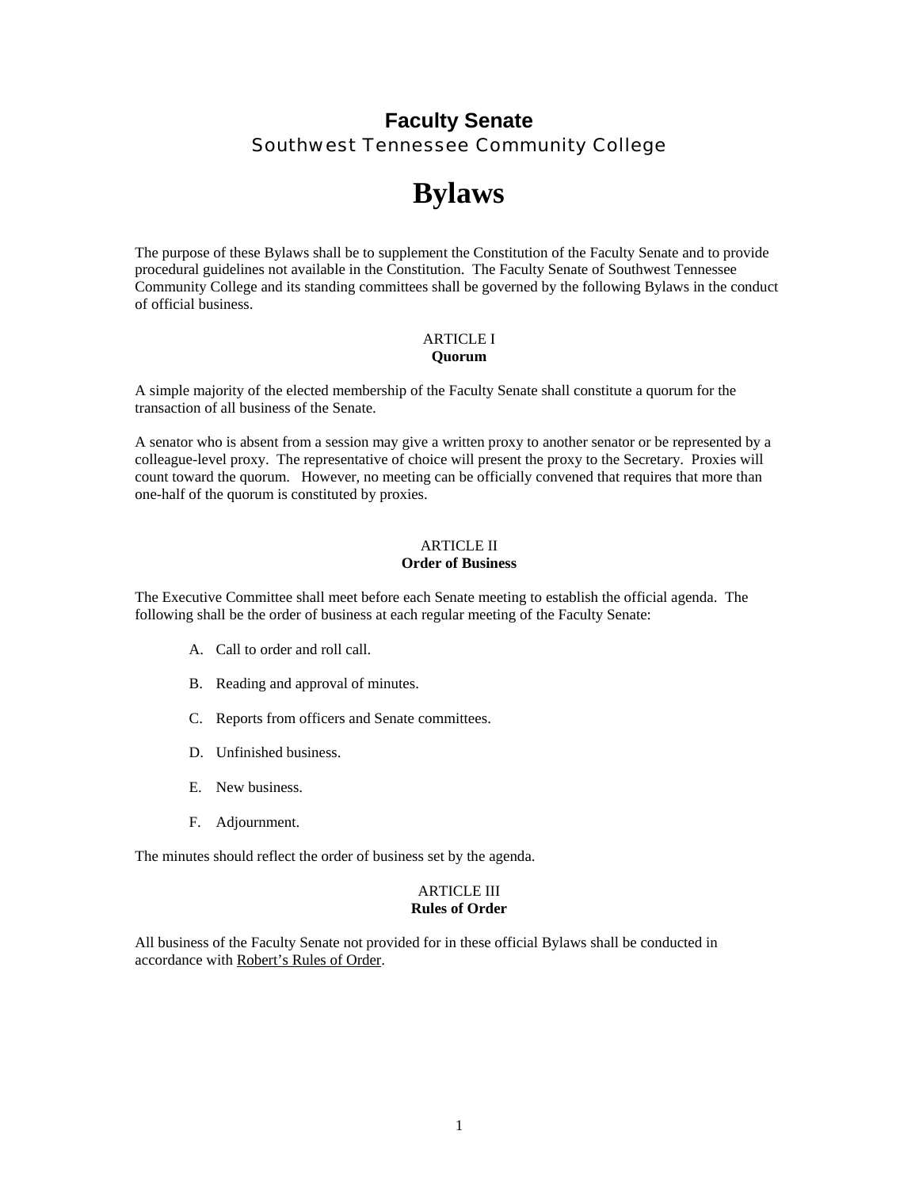# Faculty Senate

## Southwest Tennessee Community College

# Bylaws

The purpose of these Bylaws shall be to supplement the Constitution of the Faculty Senate and to provide procedural guidelines not available in the Constitution. The Faculty Senate of Southwest Tennessee Community College and its standing committees shall be governed by the following Bylaws in the conduct of official business.

### ARTICLE I
### Quorum

A simple majority of the elected membership of the Faculty Senate shall constitute a quorum for the transaction of all business of the Senate.

A senator who is absent from a session may give a written proxy to another senator or be represented by a colleague-level proxy. The representative of choice will present the proxy to the Secretary. Proxies will count toward the quorum. However, no meeting can be officially convened that requires that more than one-half of the quorum is constituted by proxies.

### ARTICLE II
### Order of Business

The Executive Committee shall meet before each Senate meeting to establish the official agenda. The following shall be the order of business at each regular meeting of the Faculty Senate:

A. Call to order and roll call.

B. Reading and approval of minutes.

C. Reports from officers and Senate committees.

D. Unfinished business.

E. New business.

F. Adjournment.

The minutes should reflect the order of business set by the agenda.

### ARTICLE III
### Rules of Order

All business of the Faculty Senate not provided for in these official Bylaws shall be conducted in accordance with Robert's Rules of Order.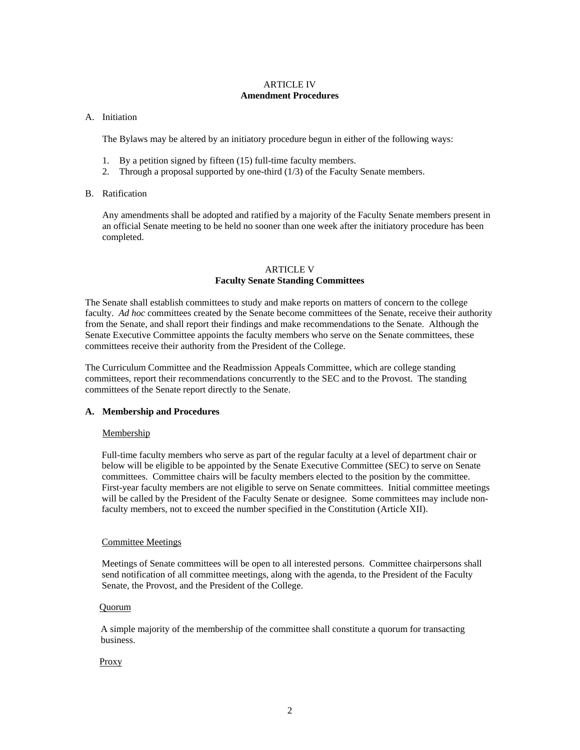## ARTICLE IV
## Amendment Procedures

A. Initiation

The Bylaws may be altered by an initiatory procedure begun in either of the following ways:

1. By a petition signed by fifteen (15) full-time faculty members.
2. Through a proposal supported by one-third (1/3) of the Faculty Senate members.

B. Ratification

Any amendments shall be adopted and ratified by a majority of the Faculty Senate members present in an official Senate meeting to be held no sooner than one week after the initiatory procedure has been completed.

## ARTICLE V
## Faculty Senate Standing Committees

The Senate shall establish committees to study and make reports on matters of concern to the college faculty. *Ad hoc* committees created by the Senate become committees of the Senate, receive their authority from the Senate, and shall report their findings and make recommendations to the Senate. Although the Senate Executive Committee appoints the faculty members who serve on the Senate committees, these committees receive their authority from the President of the College.

The Curriculum Committee and the Readmission Appeals Committee, which are college standing committees, report their recommendations concurrently to the SEC and to the Provost. The standing committees of the Senate report directly to the Senate.

### A. Membership and Procedures

<u>Membership</u>

Full-time faculty members who serve as part of the regular faculty at a level of department chair or below will be eligible to be appointed by the Senate Executive Committee (SEC) to serve on Senate committees. Committee chairs will be faculty members elected to the position by the committee. First-year faculty members are not eligible to serve on Senate committees. Initial committee meetings will be called by the President of the Faculty Senate or designee. Some committees may include non-faculty members, not to exceed the number specified in the Constitution (Article XII).

<u>Committee Meetings</u>

Meetings of Senate committees will be open to all interested persons. Committee chairpersons shall send notification of all committee meetings, along with the agenda, to the President of the Faculty Senate, the Provost, and the President of the College.

<u>Quorum</u>

A simple majority of the membership of the committee shall constitute a quorum for transacting business.

<u>Proxy</u>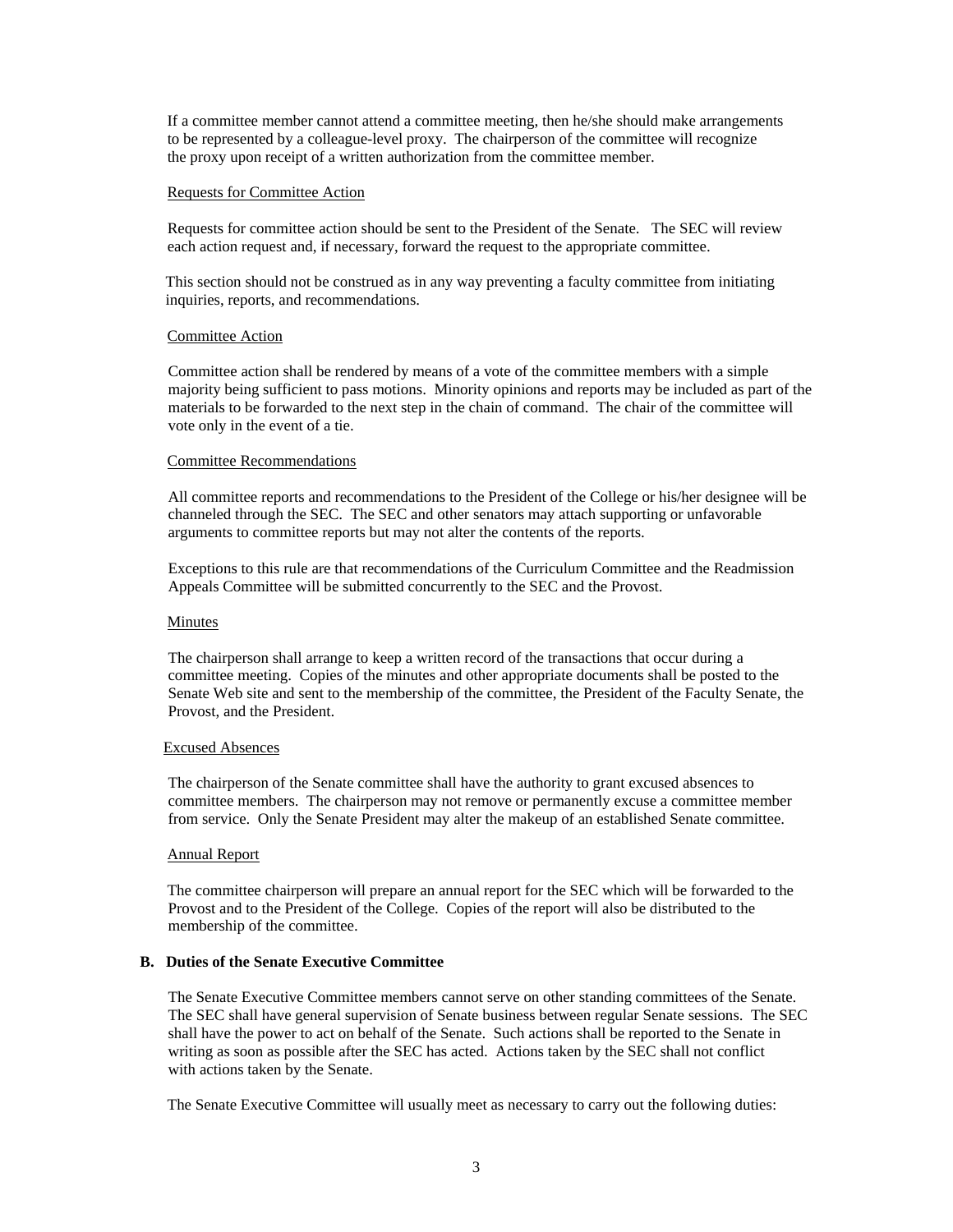If a committee member cannot attend a committee meeting, then he/she should make arrangements to be represented by a colleague-level proxy. The chairperson of the committee will recognize the proxy upon receipt of a written authorization from the committee member.

Requests for Committee Action

Requests for committee action should be sent to the President of the Senate. The SEC will review each action request and, if necessary, forward the request to the appropriate committee.

This section should not be construed as in any way preventing a faculty committee from initiating inquiries, reports, and recommendations.

Committee Action

Committee action shall be rendered by means of a vote of the committee members with a simple majority being sufficient to pass motions. Minority opinions and reports may be included as part of the materials to be forwarded to the next step in the chain of command. The chair of the committee will vote only in the event of a tie.

Committee Recommendations

All committee reports and recommendations to the President of the College or his/her designee will be channeled through the SEC. The SEC and other senators may attach supporting or unfavorable arguments to committee reports but may not alter the contents of the reports.

Exceptions to this rule are that recommendations of the Curriculum Committee and the Readmission Appeals Committee will be submitted concurrently to the SEC and the Provost.

Minutes

The chairperson shall arrange to keep a written record of the transactions that occur during a committee meeting. Copies of the minutes and other appropriate documents shall be posted to the Senate Web site and sent to the membership of the committee, the President of the Faculty Senate, the Provost, and the President.

Excused Absences

The chairperson of the Senate committee shall have the authority to grant excused absences to committee members. The chairperson may not remove or permanently excuse a committee member from service. Only the Senate President may alter the makeup of an established Senate committee.

Annual Report

The committee chairperson will prepare an annual report for the SEC which will be forwarded to the Provost and to the President of the College. Copies of the report will also be distributed to the membership of the committee.

### B. Duties of the Senate Executive Committee

The Senate Executive Committee members cannot serve on other standing committees of the Senate. The SEC shall have general supervision of Senate business between regular Senate sessions. The SEC shall have the power to act on behalf of the Senate. Such actions shall be reported to the Senate in writing as soon as possible after the SEC has acted. Actions taken by the SEC shall not conflict with actions taken by the Senate.

The Senate Executive Committee will usually meet as necessary to carry out the following duties: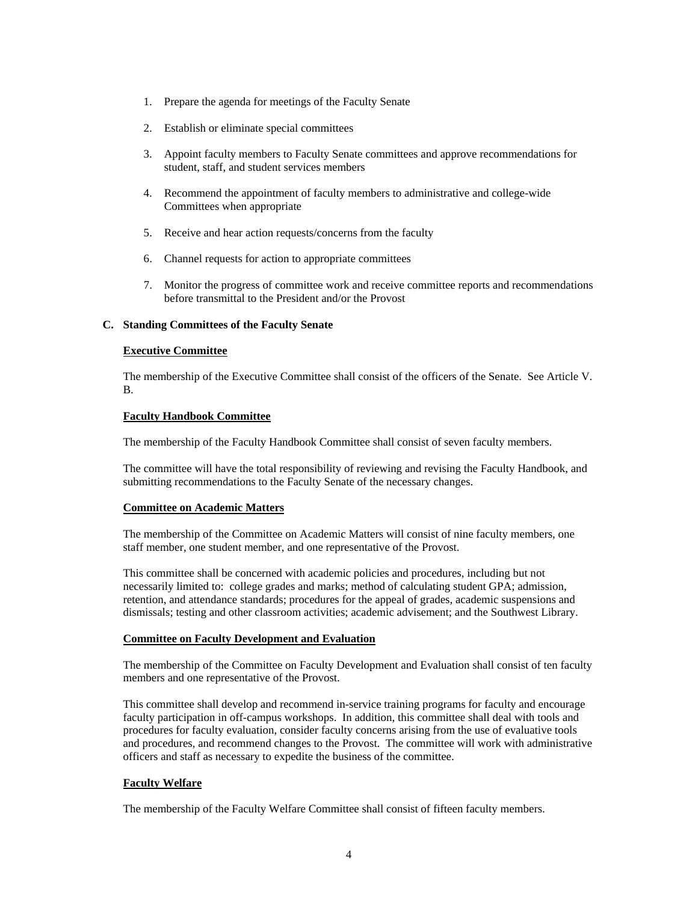1. Prepare the agenda for meetings of the Faculty Senate

2. Establish or eliminate special committees

3. Appoint faculty members to Faculty Senate committees and approve recommendations for student, staff, and student services members

4. Recommend the appointment of faculty members to administrative and college-wide Committees when appropriate

5. Receive and hear action requests/concerns from the faculty

6. Channel requests for action to appropriate committees

7. Monitor the progress of committee work and receive committee reports and recommendations before transmittal to the President and/or the Provost

**C. Standing Committees of the Faculty Senate**

**Executive Committee**

The membership of the Executive Committee shall consist of the officers of the Senate. See Article V. B.

**Faculty Handbook Committee**

The membership of the Faculty Handbook Committee shall consist of seven faculty members.

The committee will have the total responsibility of reviewing and revising the Faculty Handbook, and submitting recommendations to the Faculty Senate of the necessary changes.

**Committee on Academic Matters**

The membership of the Committee on Academic Matters will consist of nine faculty members, one staff member, one student member, and one representative of the Provost.

This committee shall be concerned with academic policies and procedures, including but not necessarily limited to: college grades and marks; method of calculating student GPA; admission, retention, and attendance standards; procedures for the appeal of grades, academic suspensions and dismissals; testing and other classroom activities; academic advisement; and the Southwest Library.

**Committee on Faculty Development and Evaluation**

The membership of the Committee on Faculty Development and Evaluation shall consist of ten faculty members and one representative of the Provost.

This committee shall develop and recommend in-service training programs for faculty and encourage faculty participation in off-campus workshops. In addition, this committee shall deal with tools and procedures for faculty evaluation, consider faculty concerns arising from the use of evaluative tools and procedures, and recommend changes to the Provost. The committee will work with administrative officers and staff as necessary to expedite the business of the committee.

**Faculty Welfare**

The membership of the Faculty Welfare Committee shall consist of fifteen faculty members.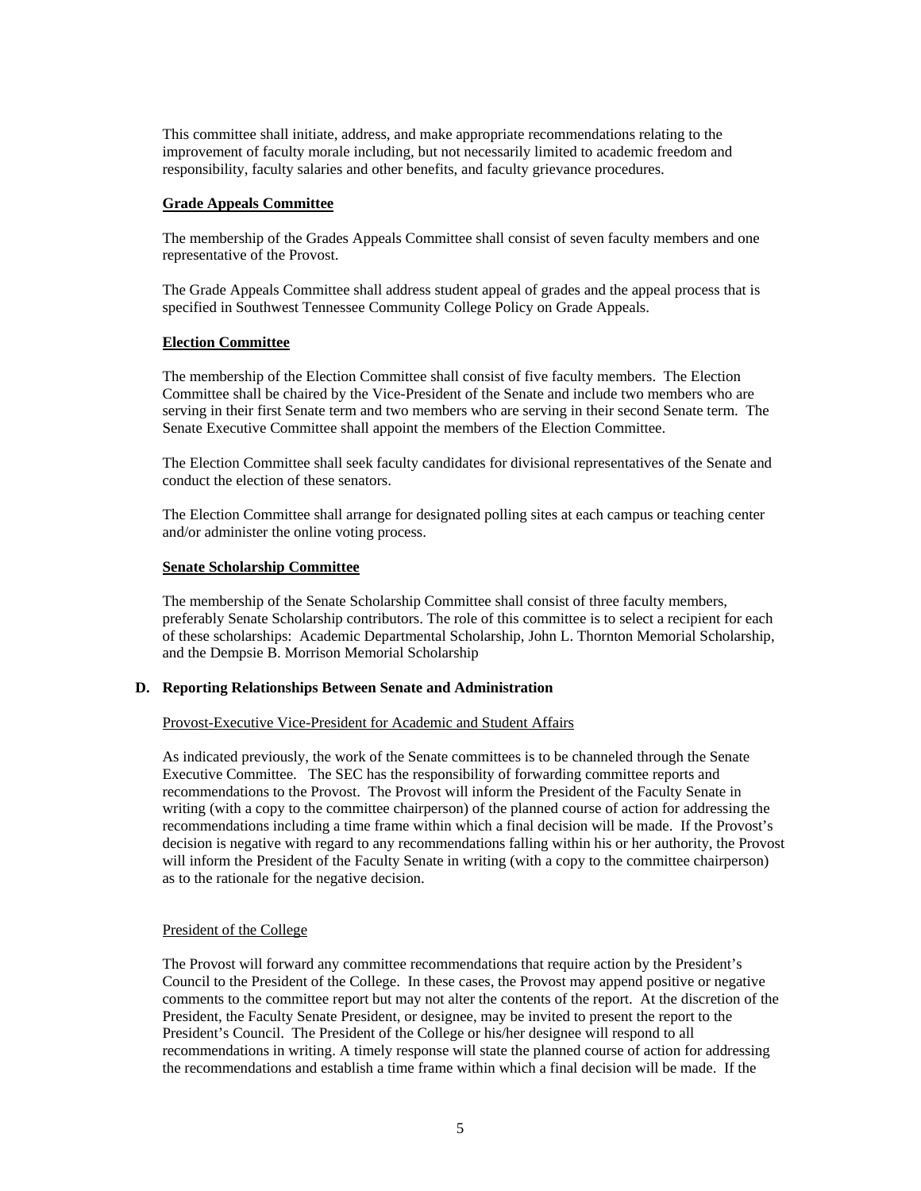This committee shall initiate, address, and make appropriate recommendations relating to the improvement of faculty morale including, but not necessarily limited to academic freedom and responsibility, faculty salaries and other benefits, and faculty grievance procedures.

**Grade Appeals Committee**

The membership of the Grades Appeals Committee shall consist of seven faculty members and one representative of the Provost.

The Grade Appeals Committee shall address student appeal of grades and the appeal process that is specified in Southwest Tennessee Community College Policy on Grade Appeals.

**Election Committee**

The membership of the Election Committee shall consist of five faculty members. The Election Committee shall be chaired by the Vice-President of the Senate and include two members who are serving in their first Senate term and two members who are serving in their second Senate term. The Senate Executive Committee shall appoint the members of the Election Committee.

The Election Committee shall seek faculty candidates for divisional representatives of the Senate and conduct the election of these senators.

The Election Committee shall arrange for designated polling sites at each campus or teaching center and/or administer the online voting process.

**Senate Scholarship Committee**

The membership of the Senate Scholarship Committee shall consist of three faculty members, preferably Senate Scholarship contributors. The role of this committee is to select a recipient for each of these scholarships: Academic Departmental Scholarship, John L. Thornton Memorial Scholarship, and the Dempsie B. Morrison Memorial Scholarship

### D. Reporting Relationships Between Senate and Administration

Provost-Executive Vice-President for Academic and Student Affairs

As indicated previously, the work of the Senate committees is to be channeled through the Senate Executive Committee. The SEC has the responsibility of forwarding committee reports and recommendations to the Provost. The Provost will inform the President of the Faculty Senate in writing (with a copy to the committee chairperson) of the planned course of action for addressing the recommendations including a time frame within which a final decision will be made. If the Provost's decision is negative with regard to any recommendations falling within his or her authority, the Provost will inform the President of the Faculty Senate in writing (with a copy to the committee chairperson) as to the rationale for the negative decision.

President of the College

The Provost will forward any committee recommendations that require action by the President's Council to the President of the College. In these cases, the Provost may append positive or negative comments to the committee report but may not alter the contents of the report. At the discretion of the President, the Faculty Senate President, or designee, may be invited to present the report to the President's Council. The President of the College or his/her designee will respond to all recommendations in writing. A timely response will state the planned course of action for addressing the recommendations and establish a time frame within which a final decision will be made. If the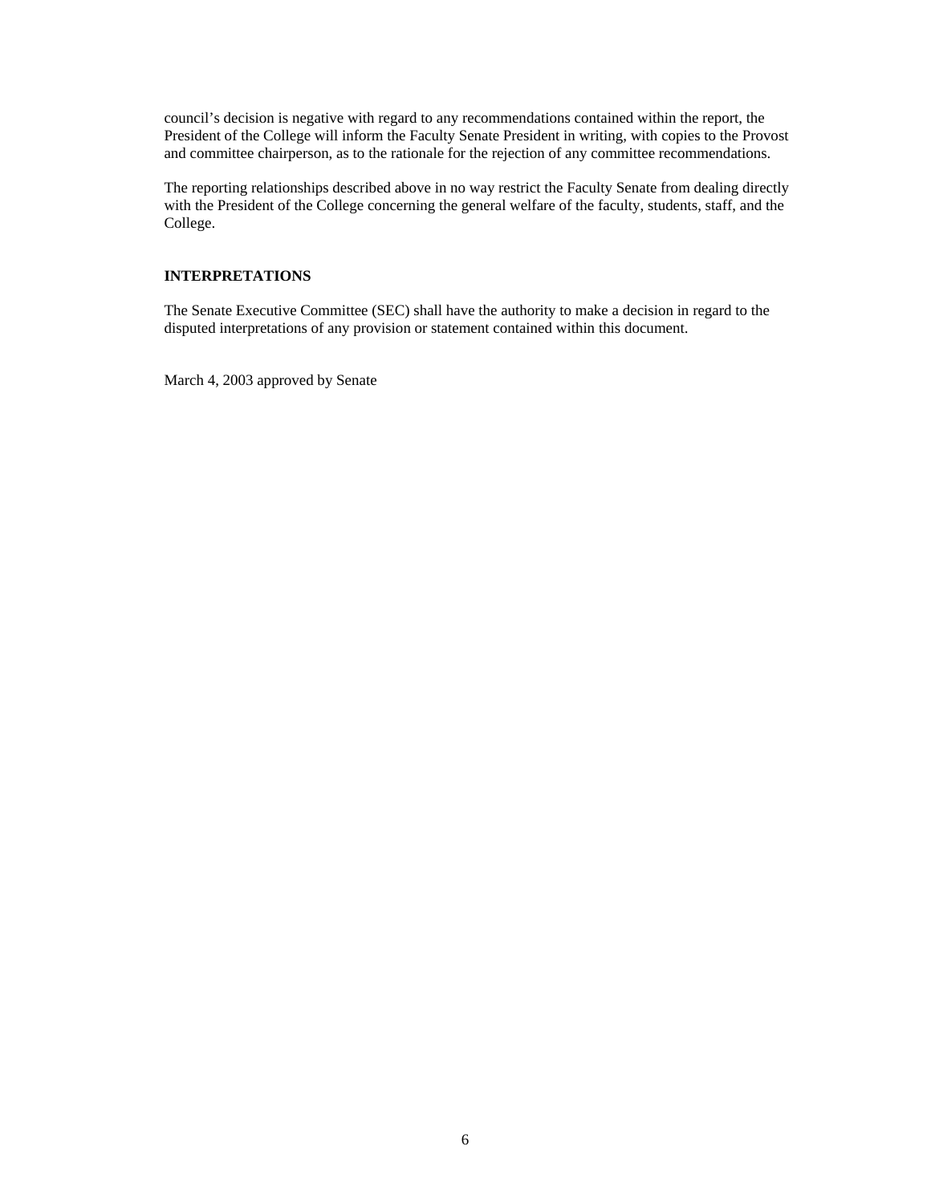council's decision is negative with regard to any recommendations contained within the report, the President of the College will inform the Faculty Senate President in writing, with copies to the Provost and committee chairperson, as to the rationale for the rejection of any committee recommendations.

The reporting relationships described above in no way restrict the Faculty Senate from dealing directly with the President of the College concerning the general welfare of the faculty, students, staff, and the College.

## INTERPRETATIONS

The Senate Executive Committee (SEC) shall have the authority to make a decision in regard to the disputed interpretations of any provision or statement contained within this document.

March 4, 2003 approved by Senate